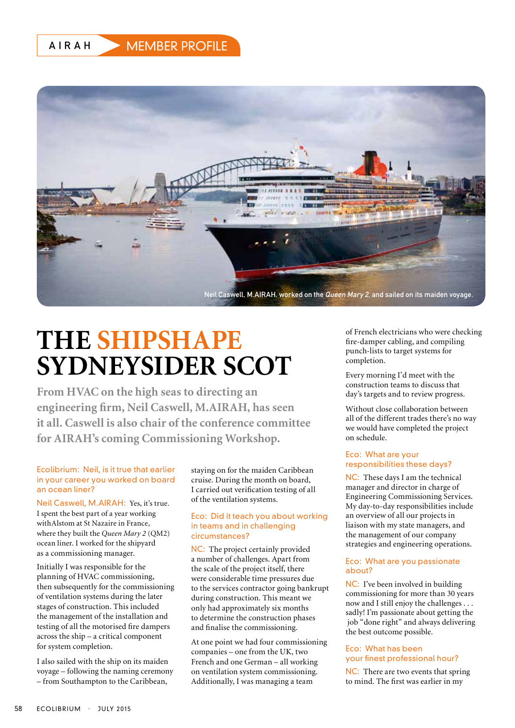AIRAH MEMBER PROFILE

Neil Caswell, M.AIRAH, worked on the *Queen Mary 2*, and sailed on its maiden voyage.

# THE SHIPSHAPE SYDNEYSIDER SCOT

**From HVAC on the high seas to directing an engineering firm, Neil Caswell, M.AIRAH, has seen it all. Caswell is also chair of the conference committee for AIRAH's coming Commissioning Workshop.**

**Ecolibrium: Neil, is it true that earlier in your career you worked on board an ocean liner?**

**Neil Caswell, M.AIRAH:** Yes, it's true. I spent the best part of a year working withAlstom at St Nazaire in France, where they built the *Queen Mary 2* (QM2) ocean liner. I worked for the shipyard as a commissioning manager.

Initially I was responsible for the planning of HVAC commissioning, then subsequently for the commissioning of ventilation systems during the later stages of construction. This included the management of the installation and testing of all the motorised fire dampers across the ship – a critical component for system completion.

I also sailed with the ship on its maiden voyage – following the naming ceremony – from Southampton to the Caribbean, staying on for the maiden Caribbean cruise. During the month on board, I carried out verification testing of all of the ventilation systems.

**Eco: Did it teach you about working in teams and in challenging circumstances?**

**NC:** The project certainly provided a number of challenges. Apart from the scale of the project itself, there were considerable time pressures due to the services contractor going bankrupt during construction. This meant we only had approximately six months to determine the construction phases and finalise the commissioning.

At one point we had four commissioning companies – one from the UK, two French and one German – all working on ventilation system commissioning. Additionally, I was managing a team of French electricians who were checking fire-damper cabling, and compiling punch-lists to target systems for completion.

Every morning I'd meet with the construction teams to discuss that day's targets and to review progress.

Without close collaboration between all of the different trades there's no way we would have completed the project on schedule.

**Eco: What are your responsibilities these days?**

**NC:** These days I am the technical manager and director in charge of Engineering Commissioning Services. My day-to-day responsibilities include an overview of all our projects in liaison with my state managers, and the management of our company strategies and engineering operations.

**Eco: What are you passionate about?**

**NC:** I've been involved in building commissioning for more than 30 years now and I still enjoy the challenges . . . sadly! I'm passionate about getting the job "done right" and always delivering the best outcome possible.

**Eco: What has been your finest professional hour?**

**NC:** There are two events that spring to mind. The first was earlier in my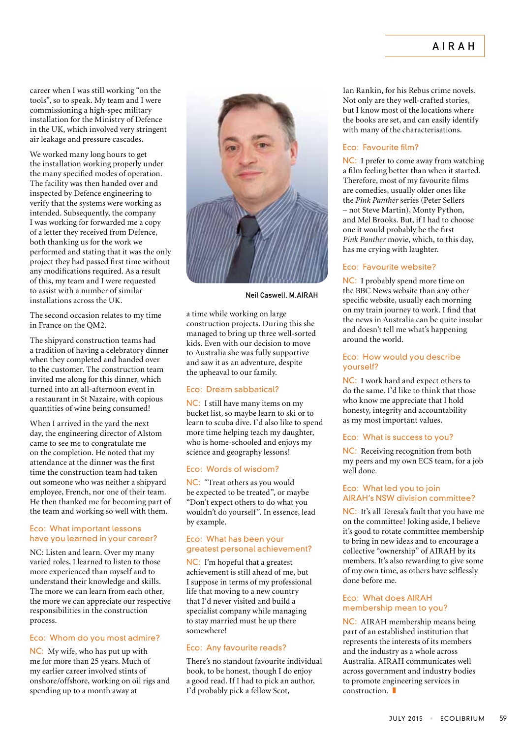career when I was still working "on the tools", so to speak. My team and I were commissioning a high-spec military installation for the Ministry of Defence in the UK, which involved very stringent air leakage and pressure cascades.

We worked many long hours to get the installation working properly under the many specified modes of operation. The facility was then handed over and inspected by Defence engineering to verify that the systems were working as intended. Subsequently, the company I was working for forwarded me a copy of a letter they received from Defence, both thanking us for the work we performed and stating that it was the only project they had passed first time without any modifications required. As a result of this, my team and I were requested to assist with a number of similar installations across the UK.

The second occasion relates to my time in France on the QM2.

The shipyard construction teams had a tradition of having a celebratory dinner when they completed and handed over to the customer. The construction team invited me along for this dinner, which turned into an all-afternoon event in a restaurant in St Nazaire, with copious quantities of wine being consumed!

When I arrived in the yard the next day, the engineering director of Alstom came to see me to congratulate me on the completion. He noted that my attendance at the dinner was the first time the construction team had taken out someone who was neither a shipyard employee, French, nor one of their team. He then thanked me for becoming part of the team and working so well with them.

### Eco: What important lessons have you learned in your career?

NC: Listen and learn. Over my many varied roles, I learned to listen to those more experienced than myself and to understand their knowledge and skills. The more we can learn from each other, the more we can appreciate our respective responsibilities in the construction process.

### Eco: Whom do you most admire?

NC: My wife, who has put up with me for more than 25 years. Much of my earlier career involved stints of onshore/offshore, working on oil rigs and spending up to a month away at a time while working on large construction projects. During this she managed to bring up three well-sorted kids. Even with our decision to move to Australia she was fully supportive and saw it as an adventure, despite the upheaval to our family.

Neil Caswell, M.AIRAH

### Eco: Dream sabbatical?

NC: I still have many items on my bucket list, so maybe learn to ski or to learn to scuba dive. I'd also like to spend more time helping teach my daughter, who is home-schooled and enjoys my science and geography lessons!

### Eco: Words of wisdom?

NC: "Treat others as you would be expected to be treated", or maybe "Don't expect others to do what you wouldn't do yourself". In essence, lead by example.

### Eco: What has been your greatest personal achievement?

NC: I'm hopeful that a greatest achievement is still ahead of me, but I suppose in terms of my professional life that moving to a new country that I'd never visited and build a specialist company while managing to stay married must be up there somewhere!

### Eco: Any favourite reads?

There's no standout favourite individual book, to be honest, though I do enjoy a good read. If I had to pick an author, I'd probably pick a fellow Scot, Ian Rankin, for his Rebus crime novels. Not only are they well-crafted stories, but I know most of the locations where the books are set, and can easily identify with many of the characterisations.

### Eco: Favourite film?

NC: I prefer to come away from watching a film feeling better than when it started. Therefore, most of my favourite films are comedies, usually older ones like the *Pink Panther* series (Peter Sellers – not Steve Martin), Monty Python, and Mel Brooks. But, if I had to choose one it would probably be the first *Pink Panther* movie, which, to this day, has me crying with laughter.

### Eco: Favourite website?

NC: I probably spend more time on the BBC News website than any other specific website, usually each morning on my train journey to work. I find that the news in Australia can be quite insular and doesn't tell me what's happening around the world.

### Eco: How would you describe yourself?

NC: I work hard and expect others to do the same. I'd like to think that those who know me appreciate that I hold honesty, integrity and accountability as my most important values.

### Eco: What is success to you?

NC: Receiving recognition from both my peers and my own ECS team, for a job well done.

### Eco: What led you to join AIRAH's NSW division committee?

NC: It's all Teresa's fault that you have me on the committee! Joking aside, I believe it's good to rotate committee membership to bring in new ideas and to encourage a collective "ownership" of AIRAH by its members. It's also rewarding to give some of my own time, as others have selflessly done before me.

### Eco: What does AIRAH membership mean to you?

NC: AIRAH membership means being part of an established institution that represents the interests of its members and the industry as a whole across Australia. AIRAH communicates well across government and industry bodies to promote engineering services in construction. ∎